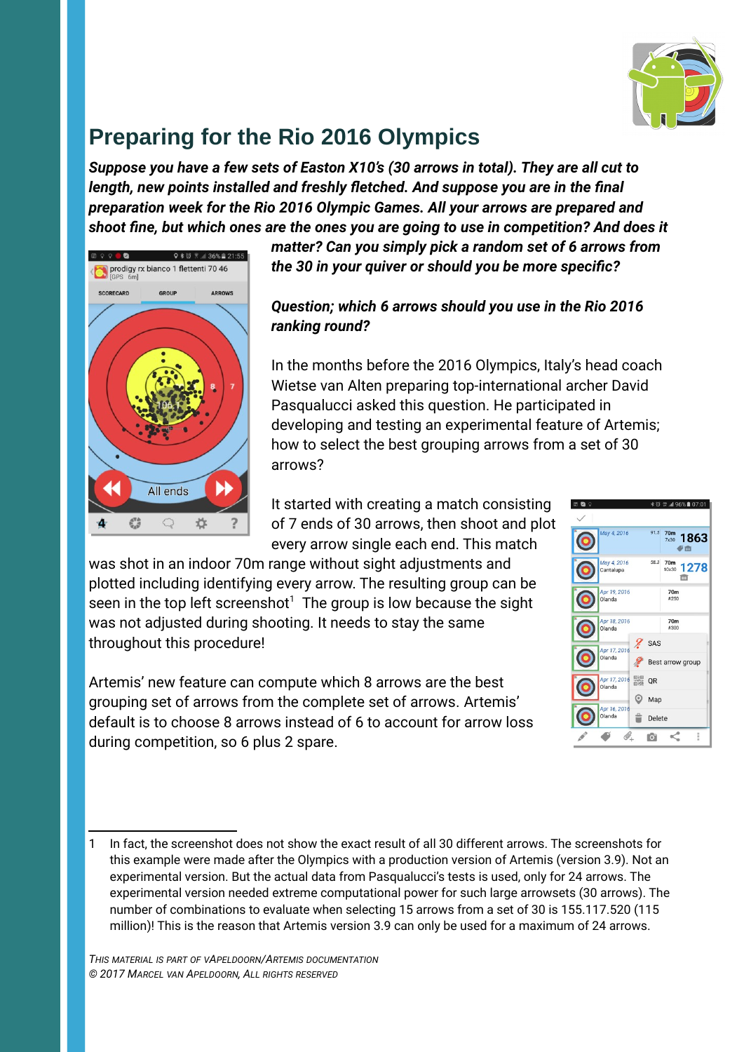# Preparing for the Rio 2016 Olympics

***Suppose you have a few sets of Easton X10's (30 arrows in total). They are all cut to length, new points installed and freshly fletched. And suppose you are in the final preparation week for the Rio 2016 Olympic Games. All your arrows are prepared and shoot fine, but which ones are the ones you are going to use in competition? And does it matter? Can you simply pick a random set of 6 arrows from the 30 in your quiver or should you be more specific?***

***Question; which 6 arrows should you use in the Rio 2016 ranking round?***

In the months before the 2016 Olympics, Italy's head coach Wietse van Alten preparing top-international archer David Pasqualucci asked this question. He participated in developing and testing an experimental feature of Artemis; how to select the best grouping arrows from a set of 30 arrows?

It started with creating a match consisting of 7 ends of 30 arrows, then shoot and plot every arrow single each end. This match was shot in an indoor 70m range without sight adjustments and plotted including identifying every arrow. The resulting group can be seen in the top left screenshot[1] The group is low because the sight was not adjusted during shooting. It needs to stay the same throughout this procedure!

Artemis' new feature can compute which 8 arrows are the best grouping set of arrows from the complete set of arrows. Artemis' default is to choose 8 arrows instead of 6 to account for arrow loss during competition, so 6 plus 2 spare.

---

1 In fact, the screenshot does not show the exact result of all 30 different arrows. The screenshots for this example were made after the Olympics with a production version of Artemis (version 3.9). Not an experimental version. But the actual data from Pasqualucci's tests is used, only for 24 arrows. The experimental version needed extreme computational power for such large arrowsets (30 arrows). The number of combinations to evaluate when selecting 15 arrows from a set of 30 is 155.117.520 (115 million)! This is the reason that Artemis version 3.9 can only be used for a maximum of 24 arrows.

*This material is part of vApeldoorn/Artemis documentation*
*© 2017 Marcel van Apeldoorn, All rights reserved*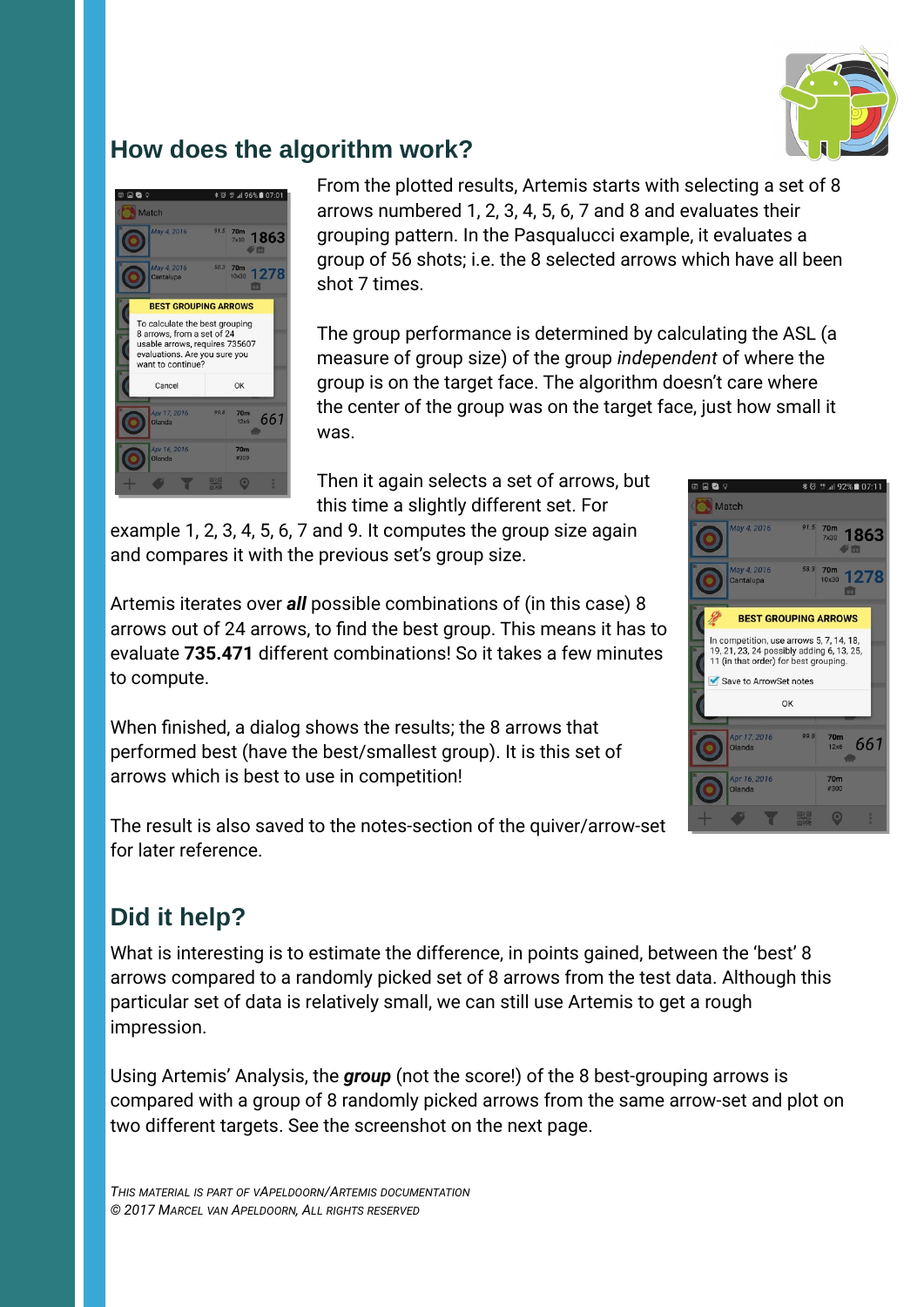## How does the algorithm work?

From the plotted results, Artemis starts with selecting a set of 8 arrows numbered 1, 2, 3, 4, 5, 6, 7 and 8 and evaluates their grouping pattern. In the Pasqualucci example, it evaluates a group of 56 shots; i.e. the 8 selected arrows which have all been shot 7 times.

The group performance is determined by calculating the ASL (a measure of group size) of the group *independent* of where the group is on the target face. The algorithm doesn't care where the center of the group was on the target face, just how small it was.

Then it again selects a set of arrows, but this time a slightly different set. For example 1, 2, 3, 4, 5, 6, 7 and 9. It computes the group size again and compares it with the previous set's group size.

Artemis iterates over ***all*** possible combinations of (in this case) 8 arrows out of 24 arrows, to find the best group. This means it has to evaluate **735.471** different combinations! So it takes a few minutes to compute.

When finished, a dialog shows the results; the 8 arrows that performed best (have the best/smallest group). It is this set of arrows which is best to use in competition!

The result is also saved to the notes-section of the quiver/arrow-set for later reference.

## Did it help?

What is interesting is to estimate the difference, in points gained, between the 'best' 8 arrows compared to a randomly picked set of 8 arrows from the test data. Although this particular set of data is relatively small, we can still use Artemis to get a rough impression.

Using Artemis' Analysis, the ***group*** (not the score!) of the 8 best-grouping arrows is compared with a group of 8 randomly picked arrows from the same arrow-set and plot on two different targets. See the screenshot on the next page.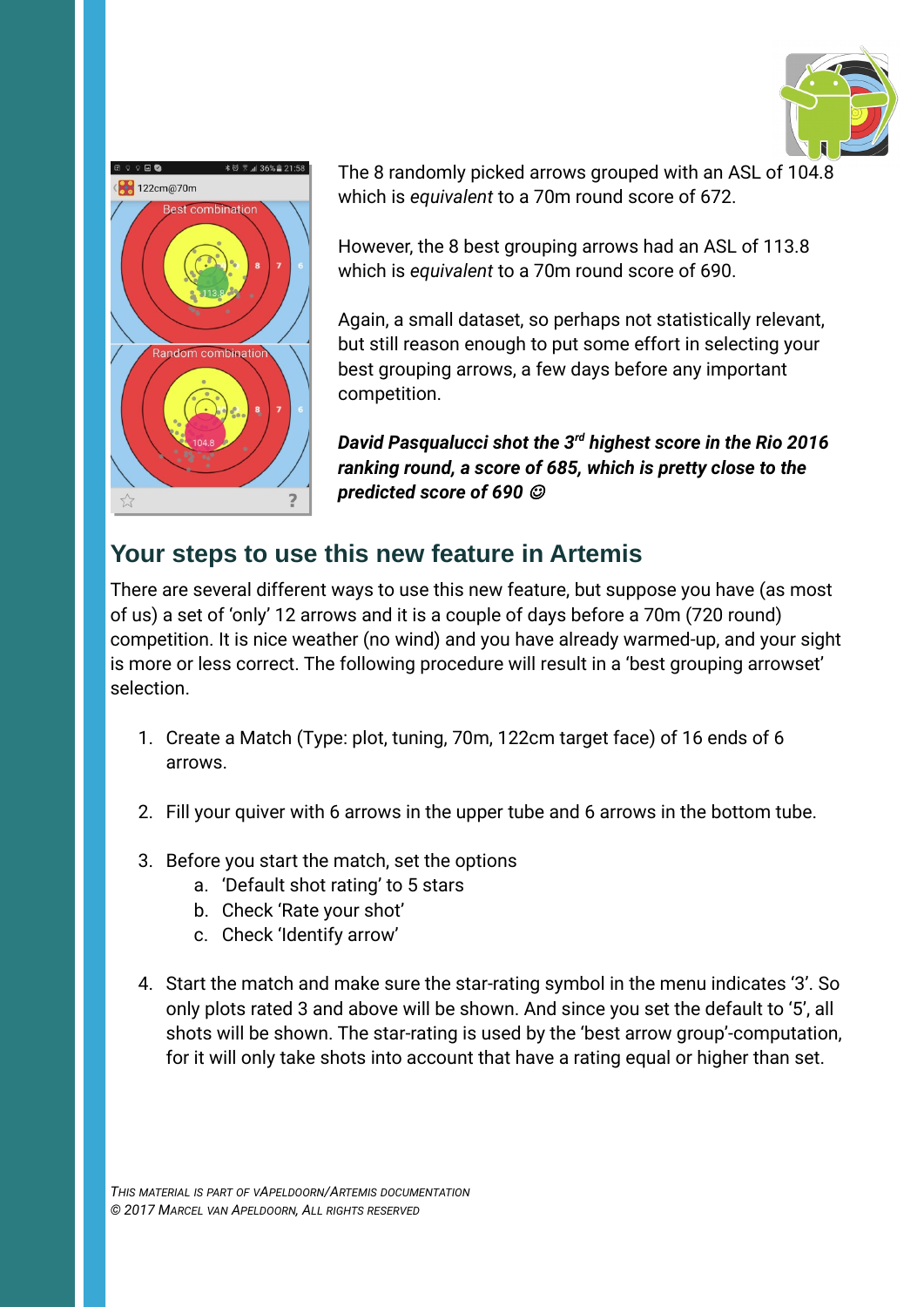The 8 randomly picked arrows grouped with an ASL of 104.8 which is *equivalent* to a 70m round score of 672.

However, the 8 best grouping arrows had an ASL of 113.8 which is *equivalent* to a 70m round score of 690.

Again, a small dataset, so perhaps not statistically relevant, but still reason enough to put some effort in selecting your best grouping arrows, a few days before any important competition.

***David Pasqualucci shot the 3rd highest score in the Rio 2016 ranking round, a score of 685, which is pretty close to the predicted score of 690 ☺***

## Your steps to use this new feature in Artemis

There are several different ways to use this new feature, but suppose you have (as most of us) a set of 'only' 12 arrows and it is a couple of days before a 70m (720 round) competition. It is nice weather (no wind) and you have already warmed-up, and your sight is more or less correct. The following procedure will result in a 'best grouping arrowset' selection.

1. Create a Match (Type: plot, tuning, 70m, 122cm target face) of 16 ends of 6 arrows.
2. Fill your quiver with 6 arrows in the upper tube and 6 arrows in the bottom tube.
3. Before you start the match, set the options
   a. 'Default shot rating' to 5 stars
   b. Check 'Rate your shot'
   c. Check 'Identify arrow'
4. Start the match and make sure the star-rating symbol in the menu indicates '3'. So only plots rated 3 and above will be shown. And since you set the default to '5', all shots will be shown. The star-rating is used by the 'best arrow group'-computation, for it will only take shots into account that have a rating equal or higher than set.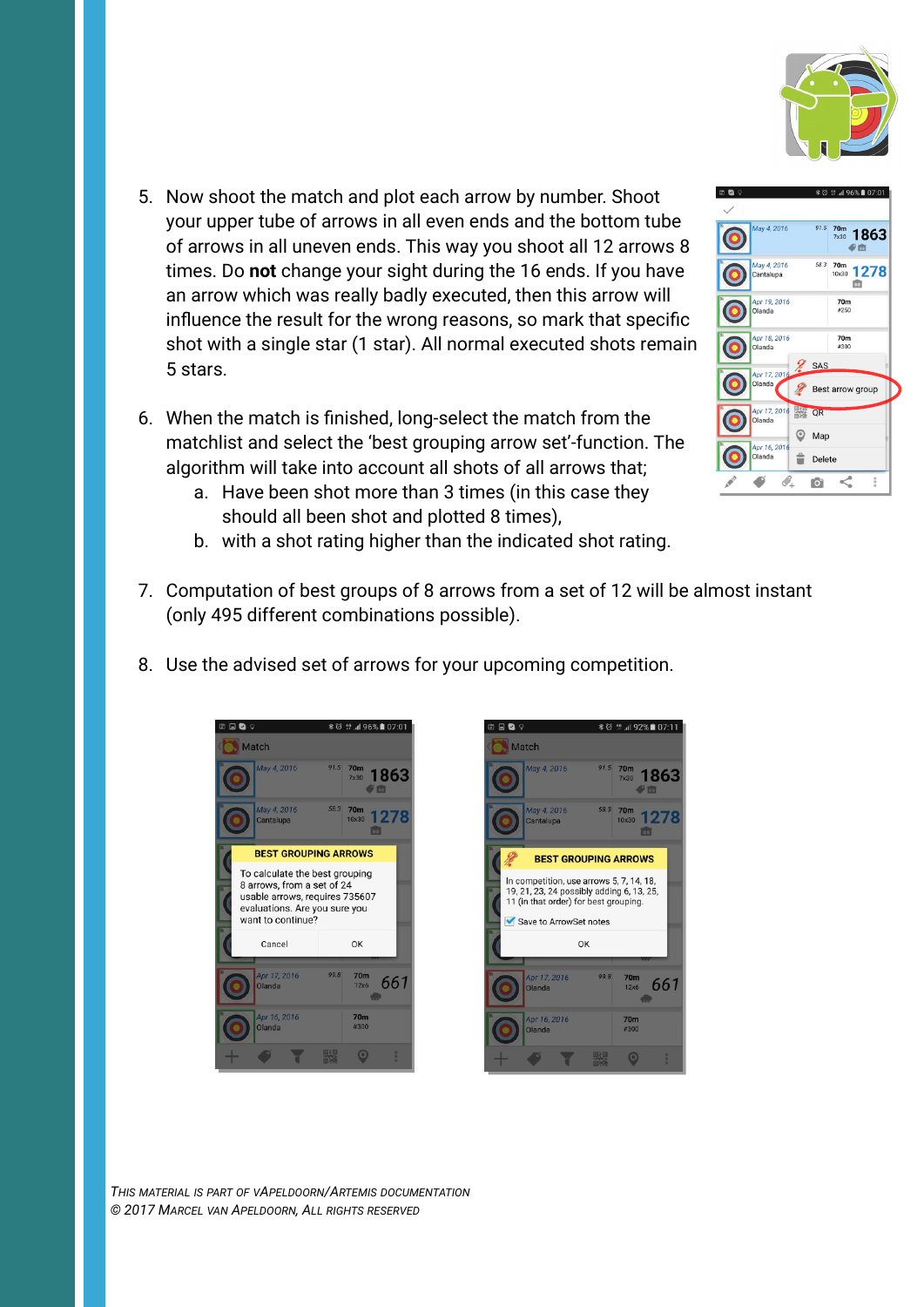5. Now shoot the match and plot each arrow by number. Shoot your upper tube of arrows in all even ends and the bottom tube of arrows in all uneven ends. This way you shoot all 12 arrows 8 times. Do **not** change your sight during the 16 ends. If you have an arrow which was really badly executed, then this arrow will influence the result for the wrong reasons, so mark that specific shot with a single star (1 star). All normal executed shots remain 5 stars.

6. When the match is finished, long-select the match from the matchlist and select the 'best grouping arrow set'-function. The algorithm will take into account all shots of all arrows that;
   a. Have been shot more than 3 times (in this case they should all been shot and plotted 8 times),
   b. with a shot rating higher than the indicated shot rating.

7. Computation of best groups of 8 arrows from a set of 12 will be almost instant (only 495 different combinations possible).

8. Use the advised set of arrows for your upcoming competition.

*This material is part of vApeldoorn/Artemis documentation*
*© 2017 Marcel van Apeldoorn, all rights reserved*